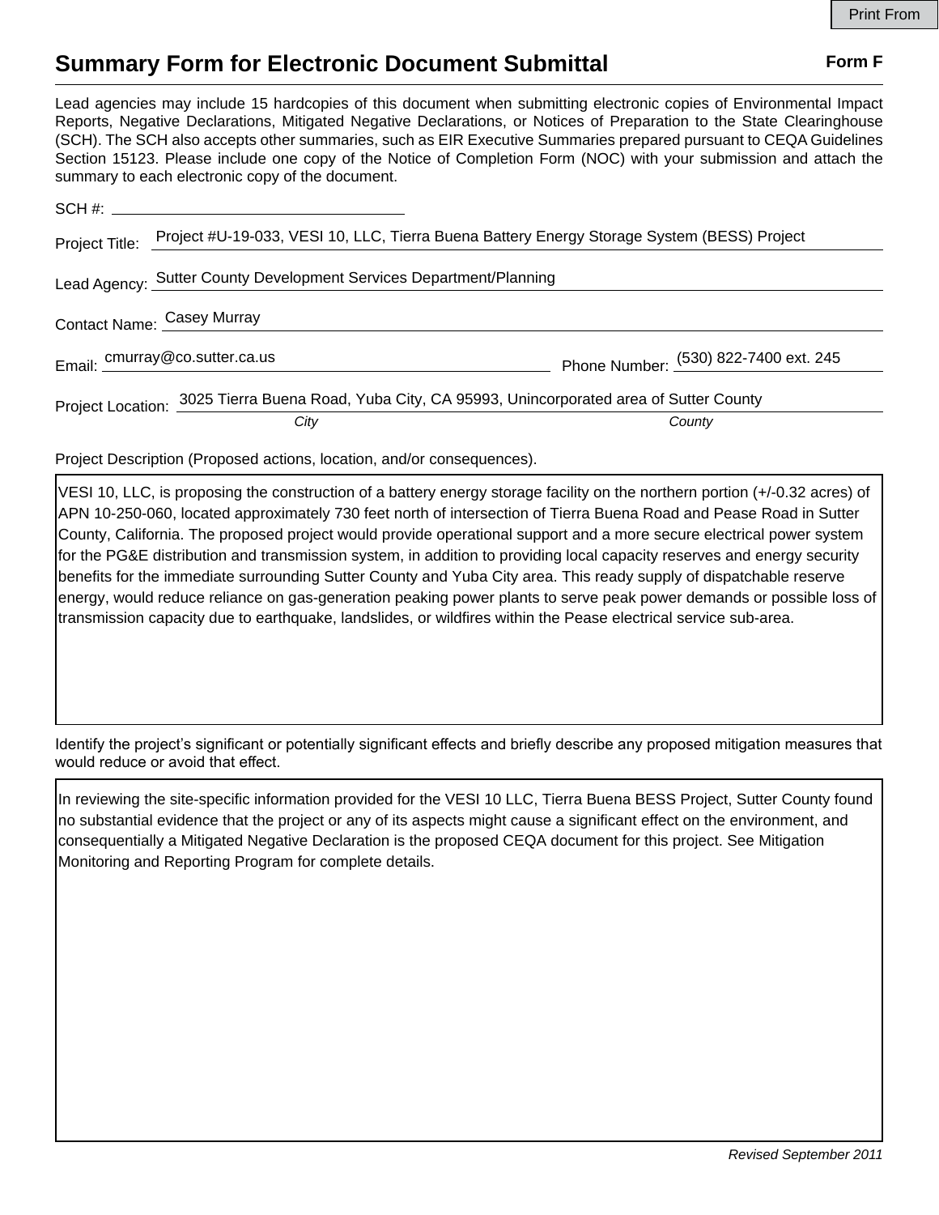Print From

# Summary Form for Electronic Document Submittal

**Form F**

Lead agencies may include 15 hardcopies of this document when submitting electronic copies of Environmental Impact Reports, Negative Declarations, Mitigated Negative Declarations, or Notices of Preparation to the State Clearinghouse (SCH). The SCH also accepts other summaries, such as EIR Executive Summaries prepared pursuant to CEQA Guidelines Section 15123. Please include one copy of the Notice of Completion Form (NOC) with your submission and attach the summary to each electronic copy of the document.

SCH #: ______________________

Project Title: Project #U-19-033, VESI 10, LLC, Tierra Buena Battery Energy Storage System (BESS) Project

Lead Agency: Sutter County Development Services Department/Planning

Contact Name: Casey Murray

Email: cmurray@co.sutter.ca.us    Phone Number: (530) 822-7400 ext. 245

Project Location: 3025 Tierra Buena Road, Yuba City, CA 95993, Unincorporated area of Sutter County

*City*    *County*

Project Description (Proposed actions, location, and/or consequences).

VESI 10, LLC, is proposing the construction of a battery energy storage facility on the northern portion (+/-0.32 acres) of APN 10-250-060, located approximately 730 feet north of intersection of Tierra Buena Road and Pease Road in Sutter County, California. The proposed project would provide operational support and a more secure electrical power system for the PG&E distribution and transmission system, in addition to providing local capacity reserves and energy security benefits for the immediate surrounding Sutter County and Yuba City area. This ready supply of dispatchable reserve energy, would reduce reliance on gas-generation peaking power plants to serve peak power demands or possible loss of transmission capacity due to earthquake, landslides, or wildfires within the Pease electrical service sub-area.

Identify the project's significant or potentially significant effects and briefly describe any proposed mitigation measures that would reduce or avoid that effect.

In reviewing the site-specific information provided for the VESI 10 LLC, Tierra Buena BESS Project, Sutter County found no substantial evidence that the project or any of its aspects might cause a significant effect on the environment, and consequentially a Mitigated Negative Declaration is the proposed CEQA document for this project. See Mitigation Monitoring and Reporting Program for complete details.

*Revised September 2011*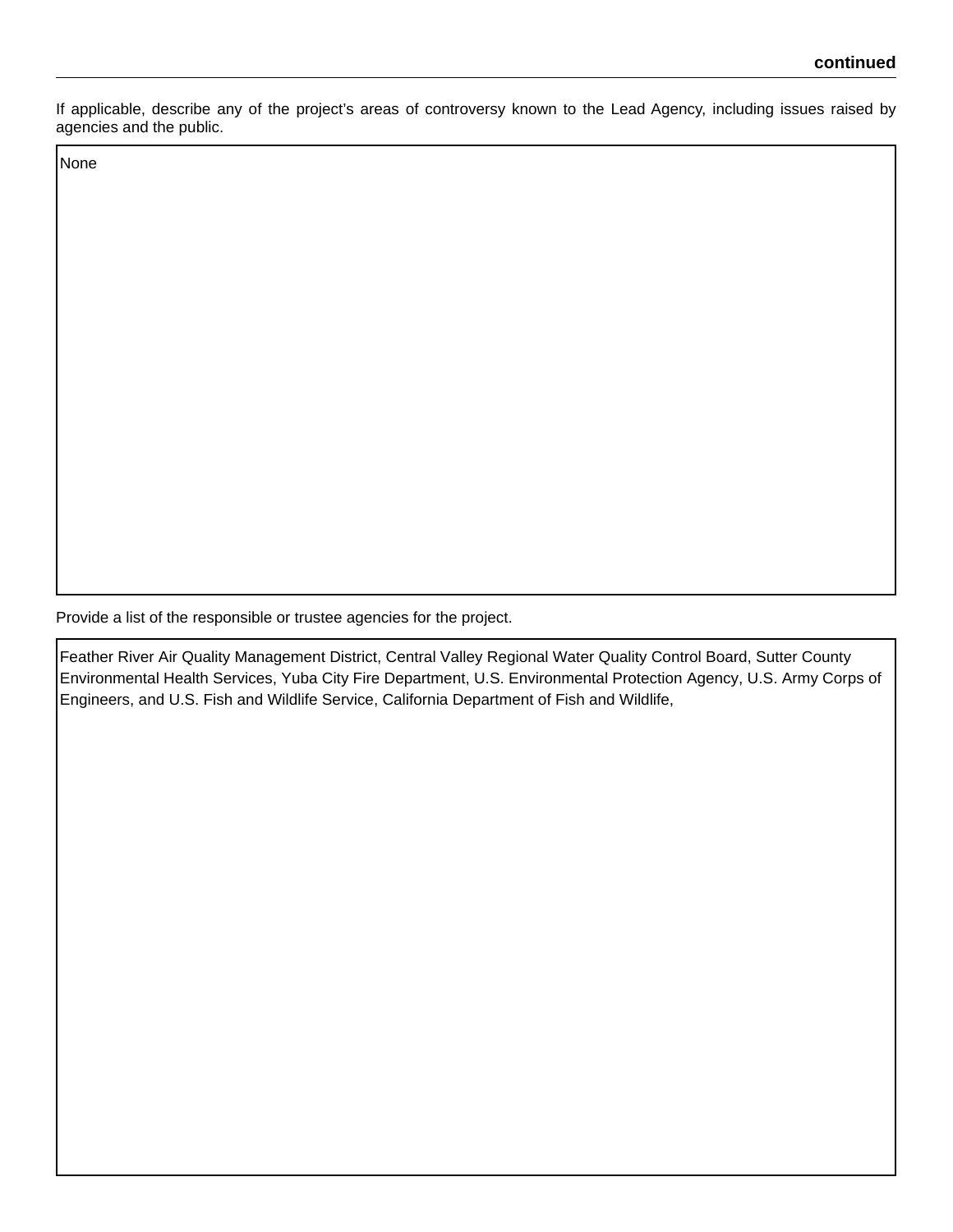**continued**

If applicable, describe any of the project's areas of controversy known to the Lead Agency, including issues raised by agencies and the public.

None

Provide a list of the responsible or trustee agencies for the project.

Feather River Air Quality Management District, Central Valley Regional Water Quality Control Board, Sutter County Environmental Health Services, Yuba City Fire Department, U.S. Environmental Protection Agency, U.S. Army Corps of Engineers, and U.S. Fish and Wildlife Service, California Department of Fish and Wildlife,